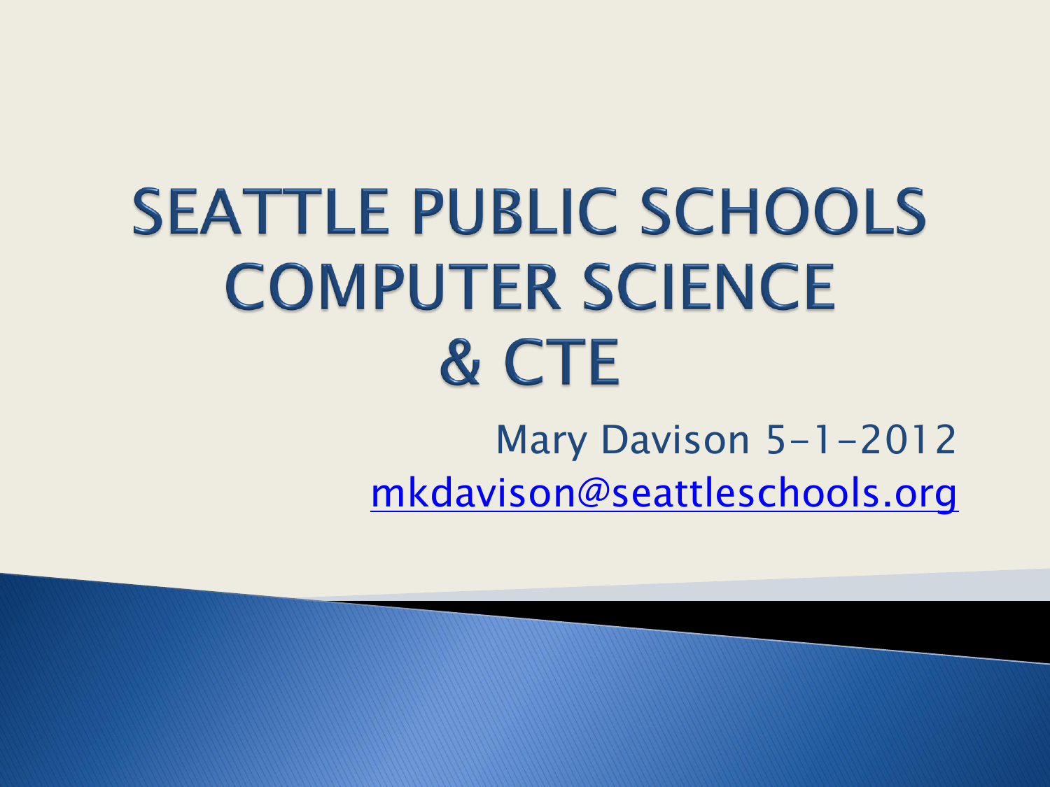# SEATTLE PUBLIC SCHOOLS COMPUTER SCIENCE & CTE

Mary Davison 5-1-2012

mkdavison@seattleschools.org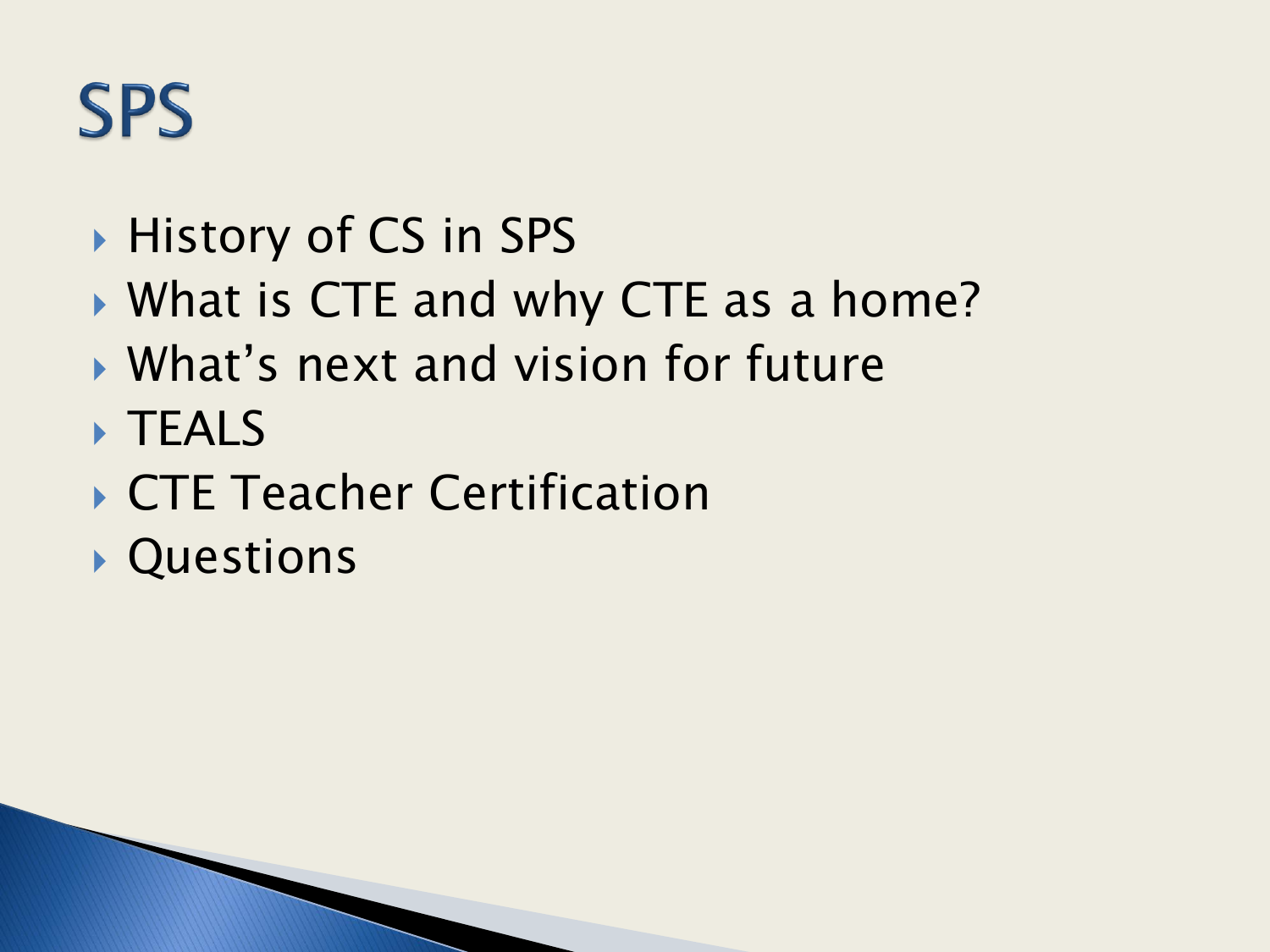# SPS

- History of CS in SPS
- What is CTE and why CTE as a home?
- What's next and vision for future
- TEALS
- CTE Teacher Certification
- Questions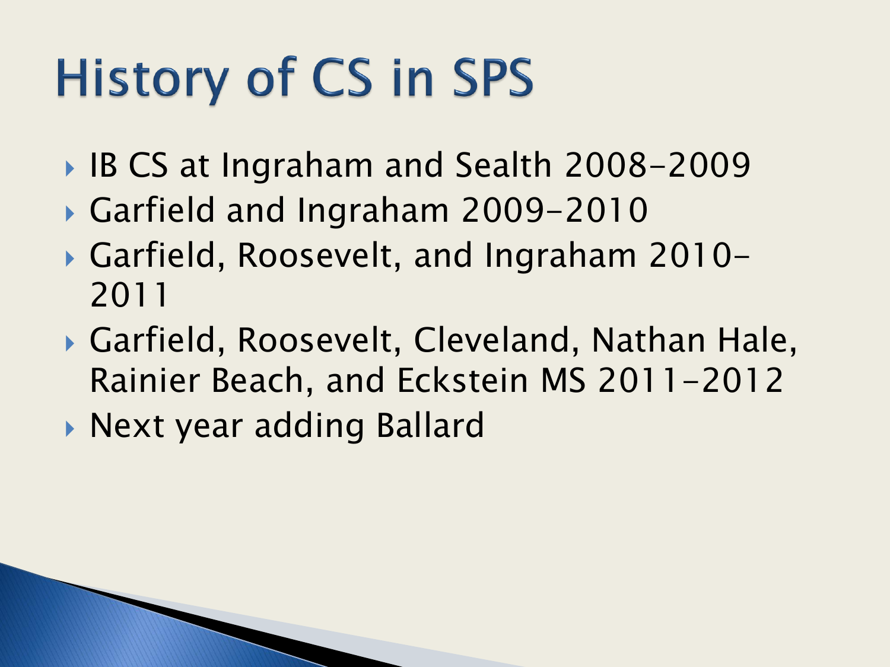# History of CS in SPS

- IB CS at Ingraham and Sealth 2008-2009
- Garfield and Ingraham 2009-2010
- Garfield, Roosevelt, and Ingraham 2010-2011
- Garfield, Roosevelt, Cleveland, Nathan Hale, Rainier Beach, and Eckstein MS 2011-2012
- Next year adding Ballard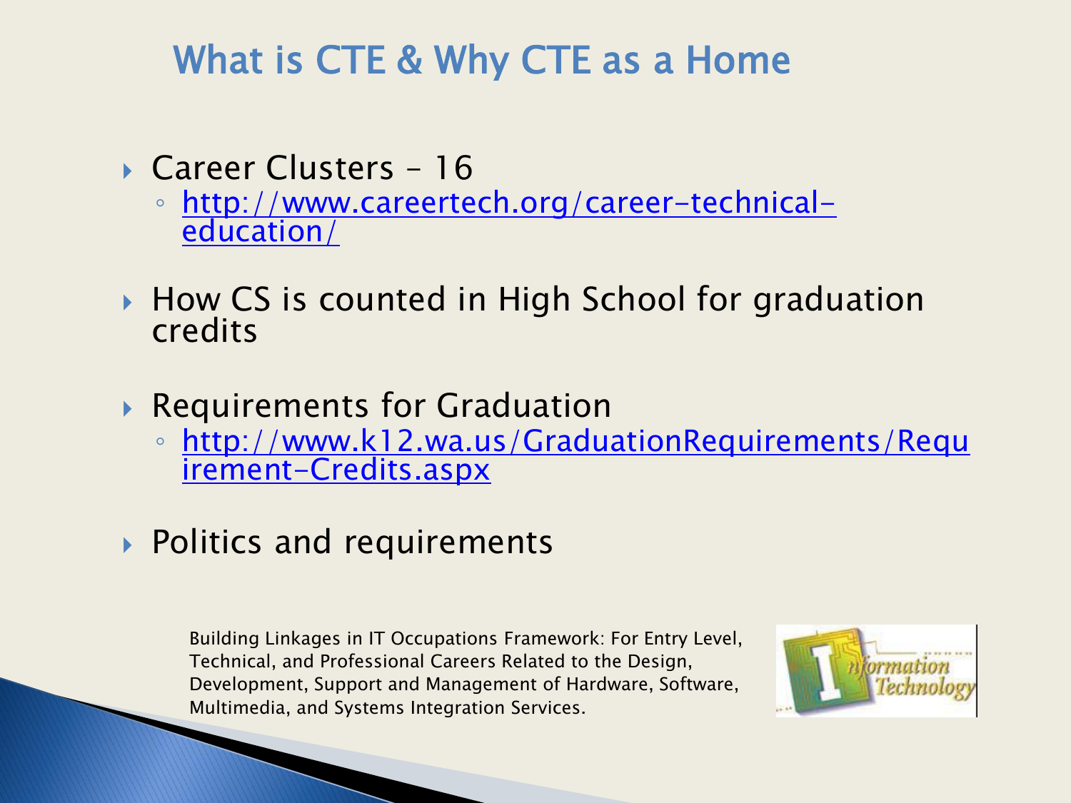# What is CTE & Why CTE as a Home

- Career Clusters – 16
  - http://www.careertech.org/career-technical-education/
- How CS is counted in High School for graduation credits
- Requirements for Graduation
  - http://www.k12.wa.us/GraduationRequirements/Requirement-Credits.aspx
- Politics and requirements

Building Linkages in IT Occupations Framework: For Entry Level, Technical, and Professional Careers Related to the Design, Development, Support and Management of Hardware, Software, Multimedia, and Systems Integration Services.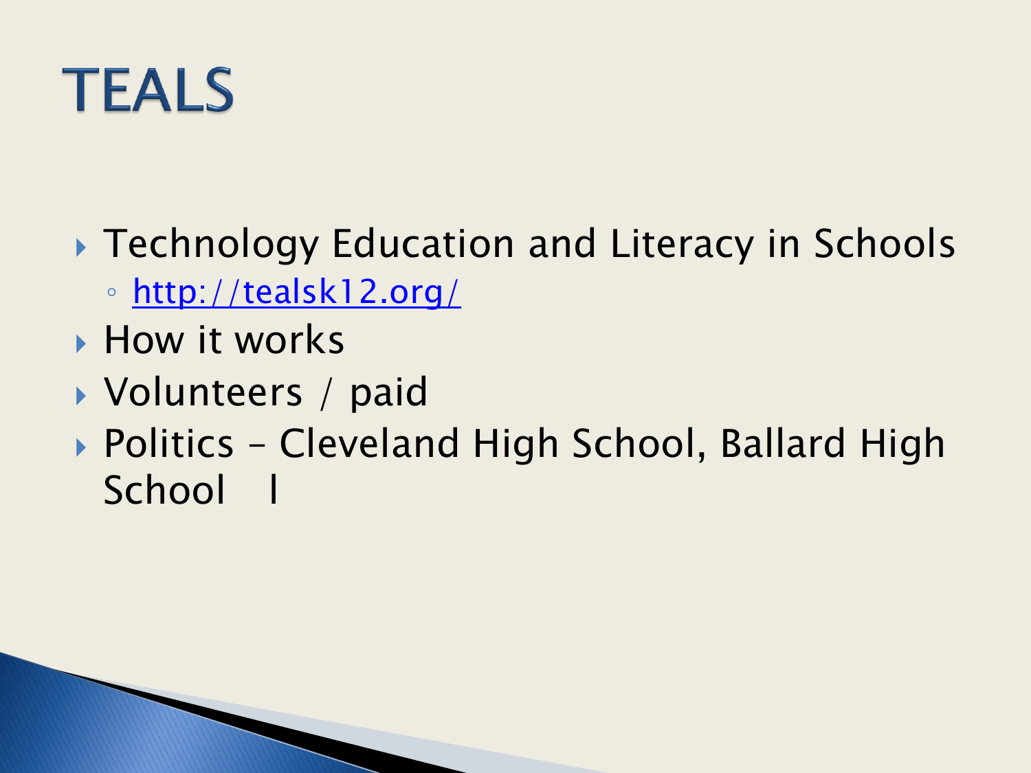# TEALS

- Technology Education and Literacy in Schools
  - http://tealsk12.org/
- How it works
- Volunteers / paid
- Politics – Cleveland High School, Ballard High School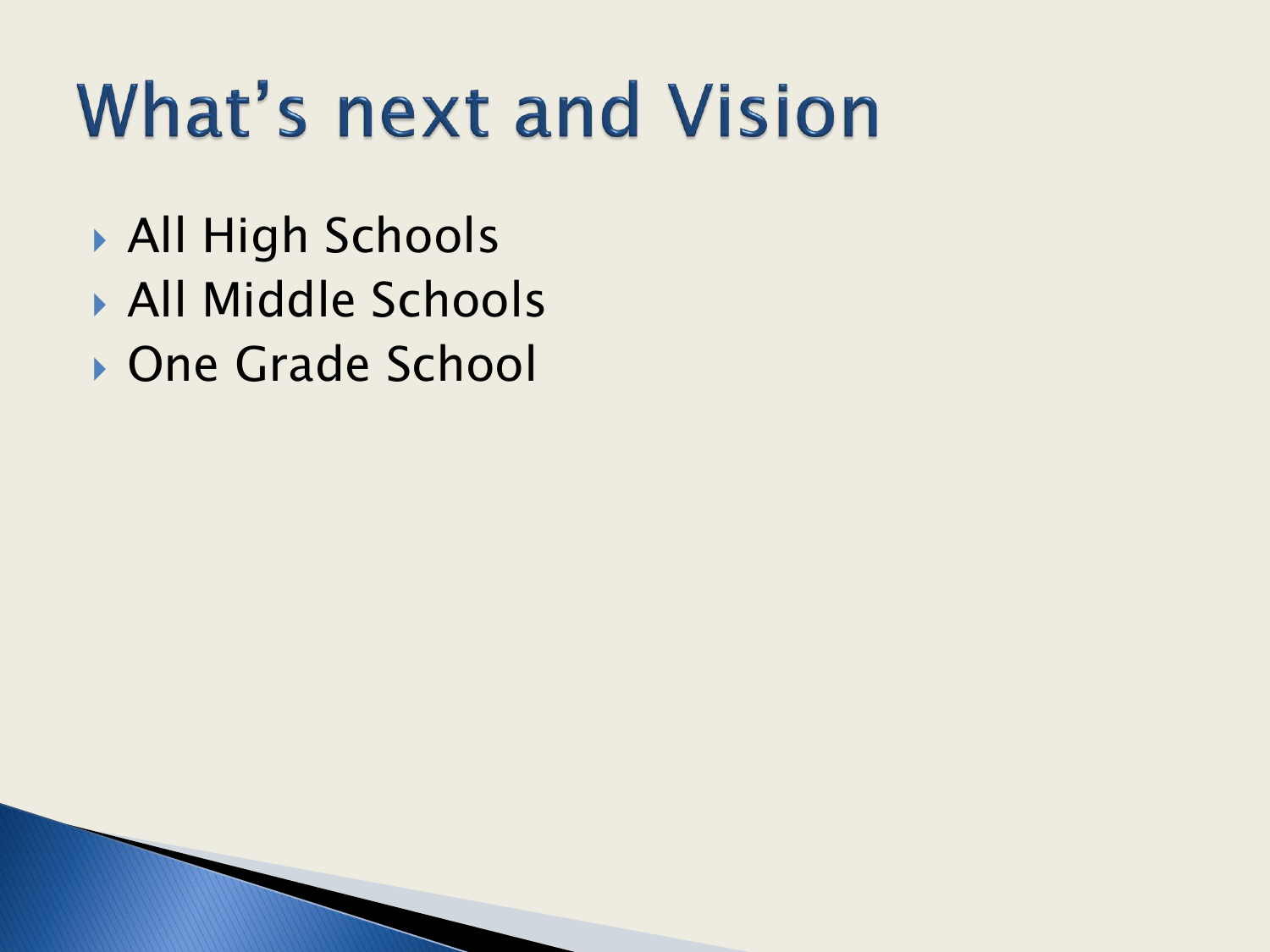# What's next and Vision

- All High Schools
- All Middle Schools
- One Grade School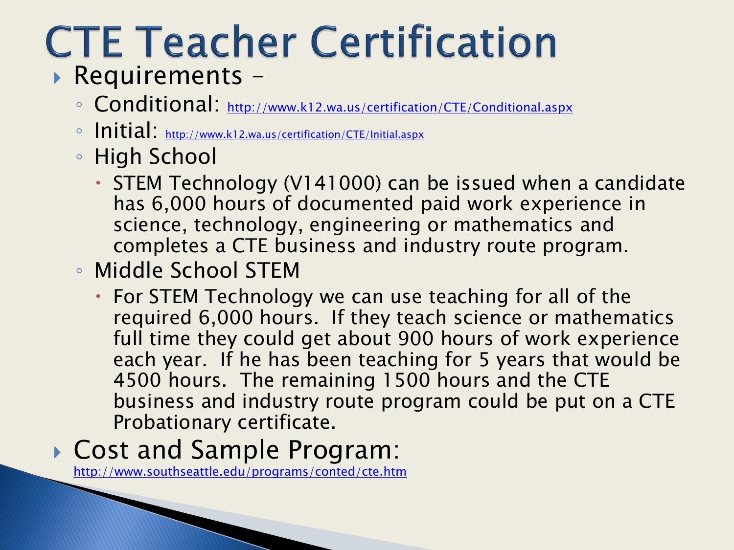# CTE Teacher Certification

- Requirements –
  - Conditional: http://www.k12.wa.us/certification/CTE/Conditional.aspx
  - Initial: http://www.k12.wa.us/certification/CTE/Initial.aspx
  - High School
    - STEM Technology (V141000) can be issued when a candidate has 6,000 hours of documented paid work experience in science, technology, engineering or mathematics and completes a CTE business and industry route program.
  - Middle School STEM
    - For STEM Technology we can use teaching for all of the required 6,000 hours. If they teach science or mathematics full time they could get about 900 hours of work experience each year. If he has been teaching for 5 years that would be 4500 hours. The remaining 1500 hours and the CTE business and industry route program could be put on a CTE Probationary certificate.
- Cost and Sample Program: http://www.southseattle.edu/programs/conted/cte.htm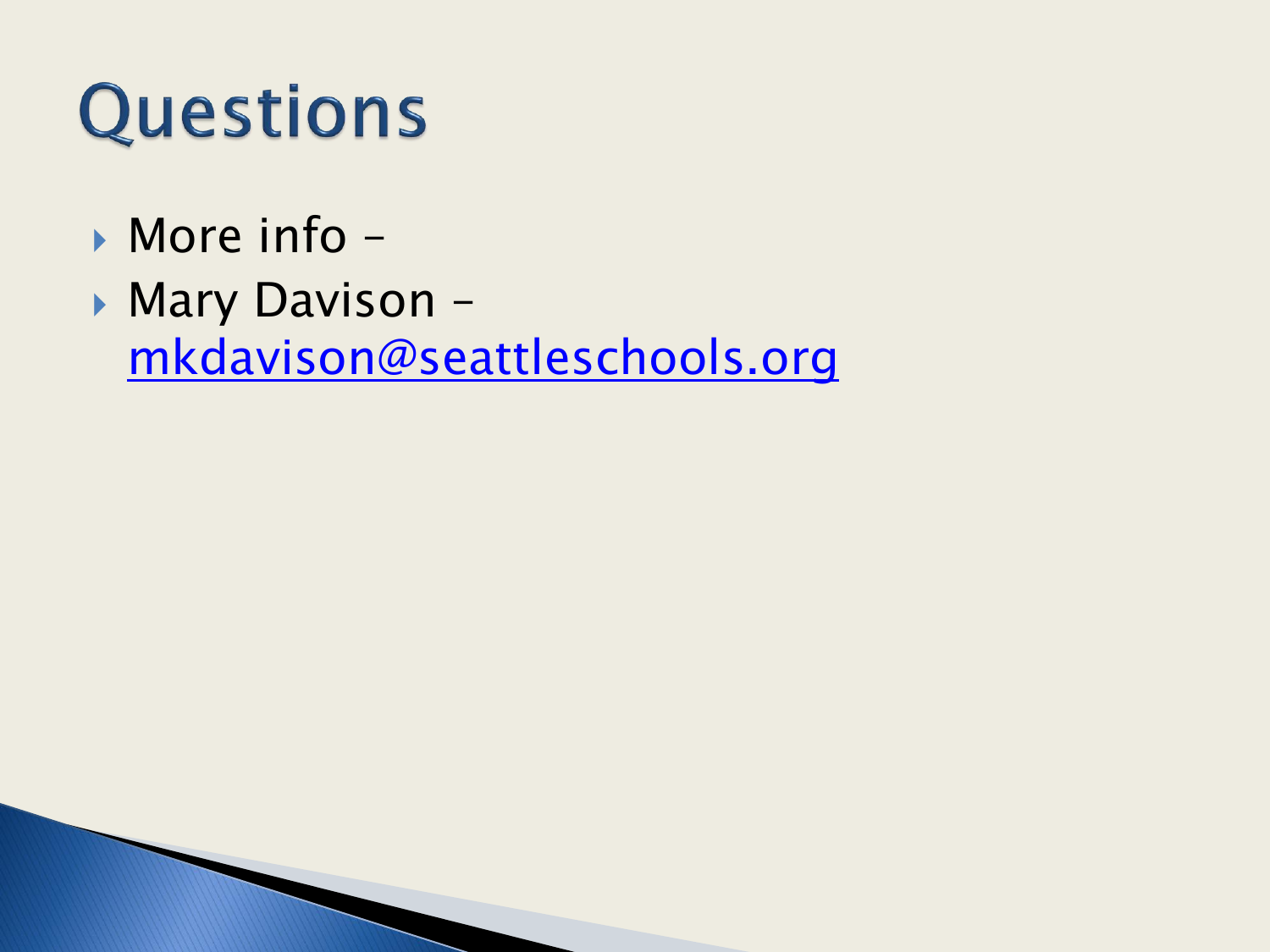# Questions

- More info –
- Mary Davison – mkdavison@seattleschools.org